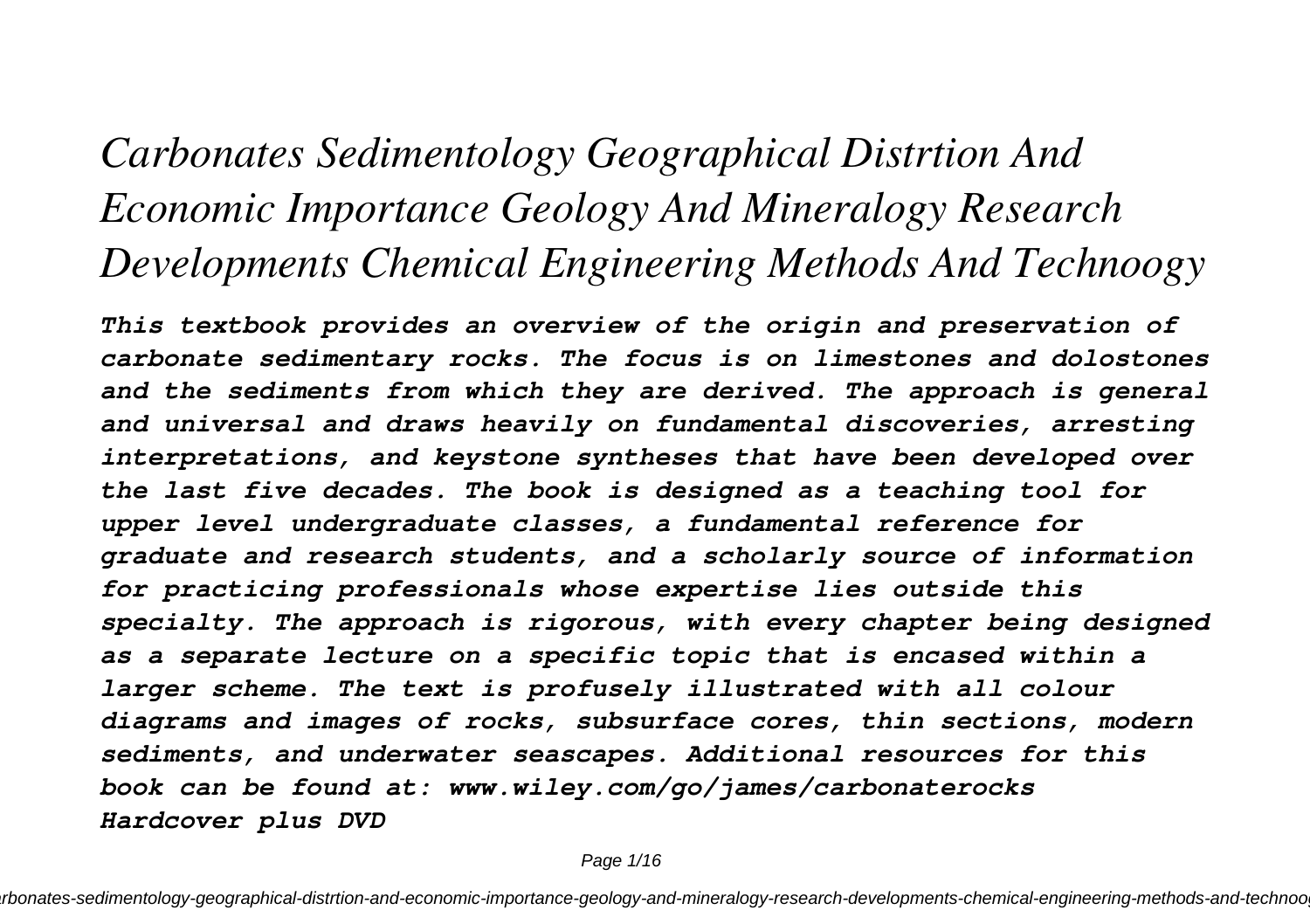# *Carbonates Sedimentology Geographical Distrtion And Economic Importance Geology And Mineralogy Research Developments Chemical Engineering Methods And Technoogy*

***This textbook provides an overview of the origin and preservation of carbonate sedimentary rocks. The focus is on limestones and dolostones and the sediments from which they are derived. The approach is general and universal and draws heavily on fundamental discoveries, arresting interpretations, and keystone syntheses that have been developed over the last five decades. The book is designed as a teaching tool for upper level undergraduate classes, a fundamental reference for graduate and research students, and a scholarly source of information for practicing professionals whose expertise lies outside this specialty. The approach is rigorous, with every chapter being designed as a separate lecture on a specific topic that is encased within a larger scheme. The text is profusely illustrated with all colour diagrams and images of rocks, subsurface cores, thin sections, modern sediments, and underwater seascapes. Additional resources for this book can be found at: www.wiley.com/go/james/carbonaterocks Hardcover plus DVD***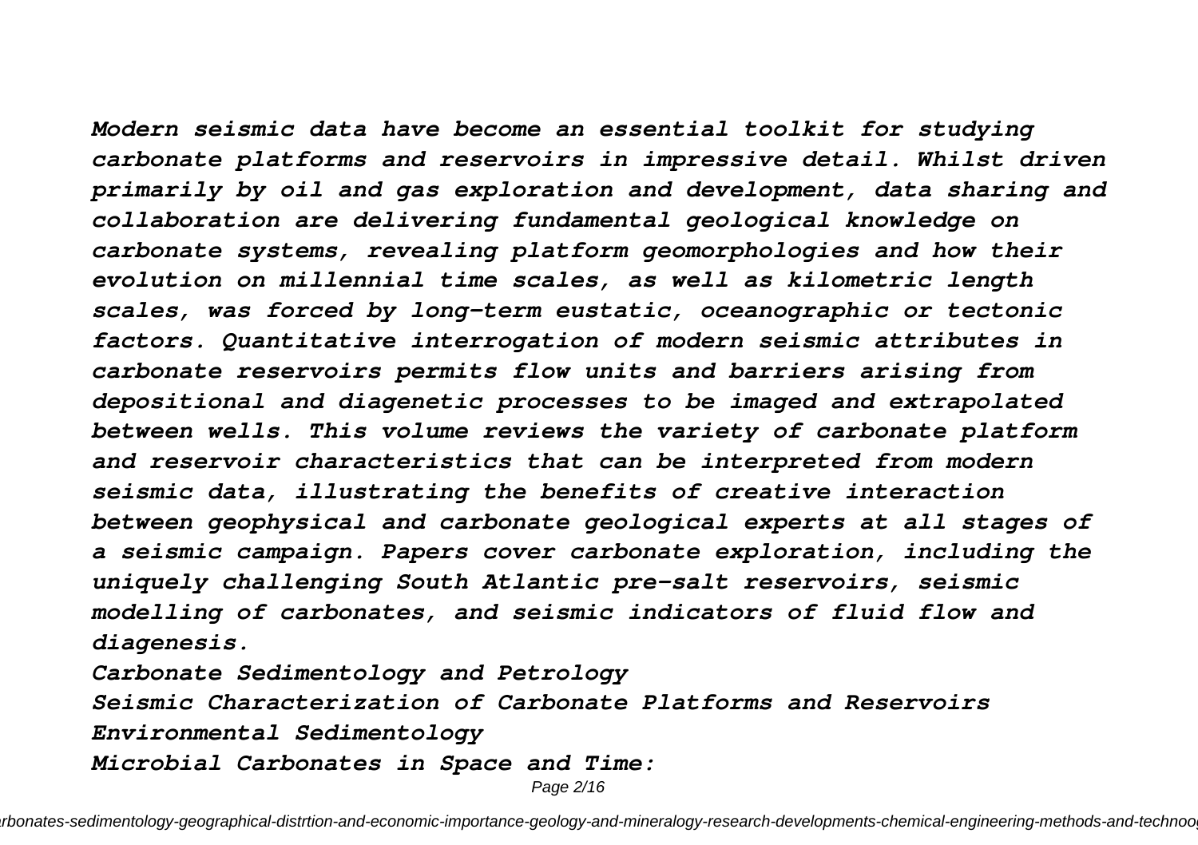*Modern seismic data have become an essential toolkit for studying carbonate platforms and reservoirs in impressive detail. Whilst driven primarily by oil and gas exploration and development, data sharing and collaboration are delivering fundamental geological knowledge on carbonate systems, revealing platform geomorphologies and how their evolution on millennial time scales, as well as kilometric length scales, was forced by long-term eustatic, oceanographic or tectonic factors. Quantitative interrogation of modern seismic attributes in carbonate reservoirs permits flow units and barriers arising from depositional and diagenetic processes to be imaged and extrapolated between wells. This volume reviews the variety of carbonate platform and reservoir characteristics that can be interpreted from modern seismic data, illustrating the benefits of creative interaction between geophysical and carbonate geological experts at all stages of a seismic campaign. Papers cover carbonate exploration, including the uniquely challenging South Atlantic pre-salt reservoirs, seismic modelling of carbonates, and seismic indicators of fluid flow and diagenesis.*

*Carbonate Sedimentology and Petrology*

*Seismic Characterization of Carbonate Platforms and Reservoirs*

*Environmental Sedimentology*

*Microbial Carbonates in Space and Time:*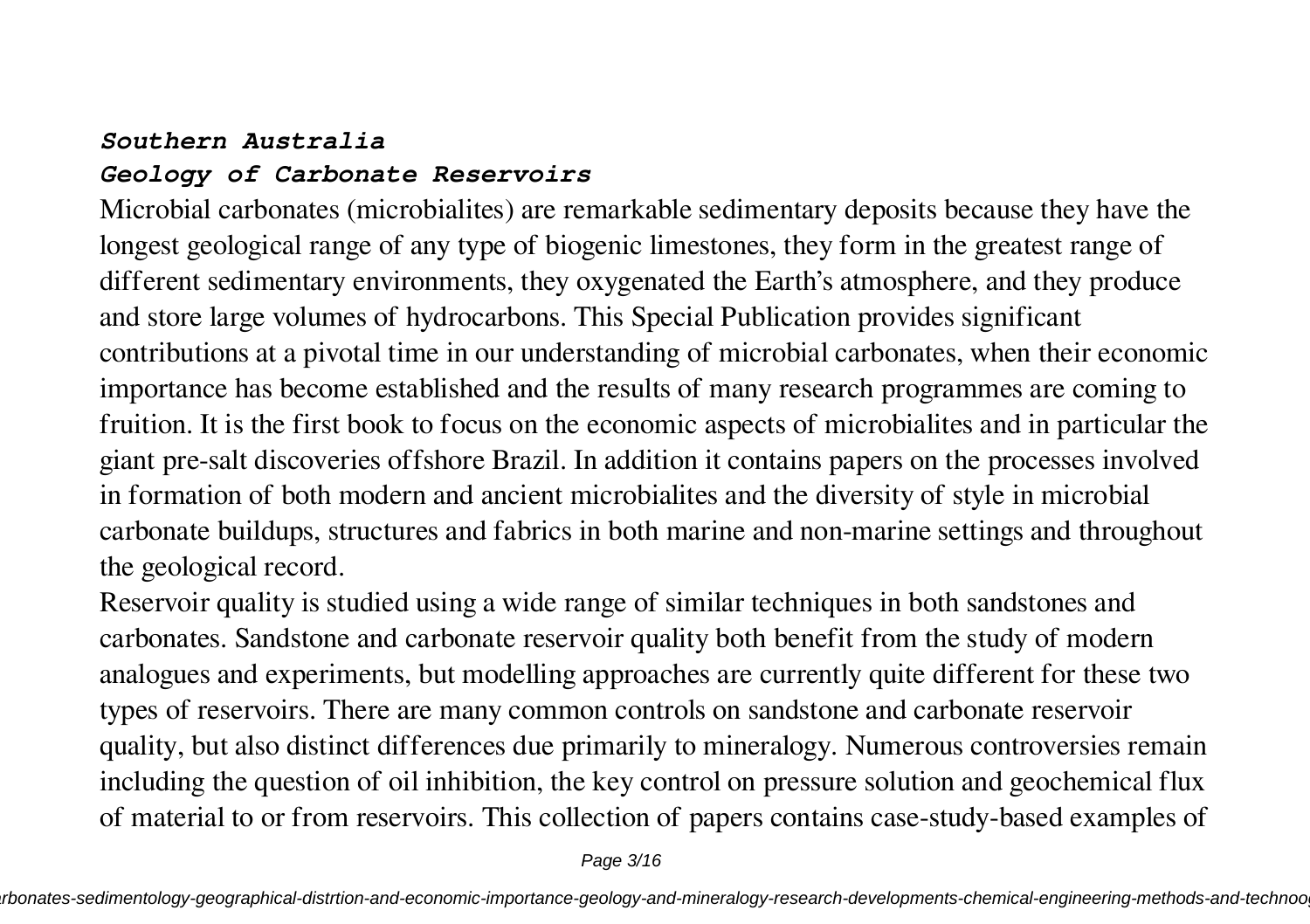***Southern Australia***

***Geology of Carbonate Reservoirs***

Microbial carbonates (microbialites) are remarkable sedimentary deposits because they have the longest geological range of any type of biogenic limestones, they form in the greatest range of different sedimentary environments, they oxygenated the Earth's atmosphere, and they produce and store large volumes of hydrocarbons. This Special Publication provides significant contributions at a pivotal time in our understanding of microbial carbonates, when their economic importance has become established and the results of many research programmes are coming to fruition. It is the first book to focus on the economic aspects of microbialites and in particular the giant pre-salt discoveries offshore Brazil. In addition it contains papers on the processes involved in formation of both modern and ancient microbialites and the diversity of style in microbial carbonate buildups, structures and fabrics in both marine and non-marine settings and throughout the geological record.

Reservoir quality is studied using a wide range of similar techniques in both sandstones and carbonates. Sandstone and carbonate reservoir quality both benefit from the study of modern analogues and experiments, but modelling approaches are currently quite different for these two types of reservoirs. There are many common controls on sandstone and carbonate reservoir quality, but also distinct differences due primarily to mineralogy. Numerous controversies remain including the question of oil inhibition, the key control on pressure solution and geochemical flux of material to or from reservoirs. This collection of papers contains case-study-based examples of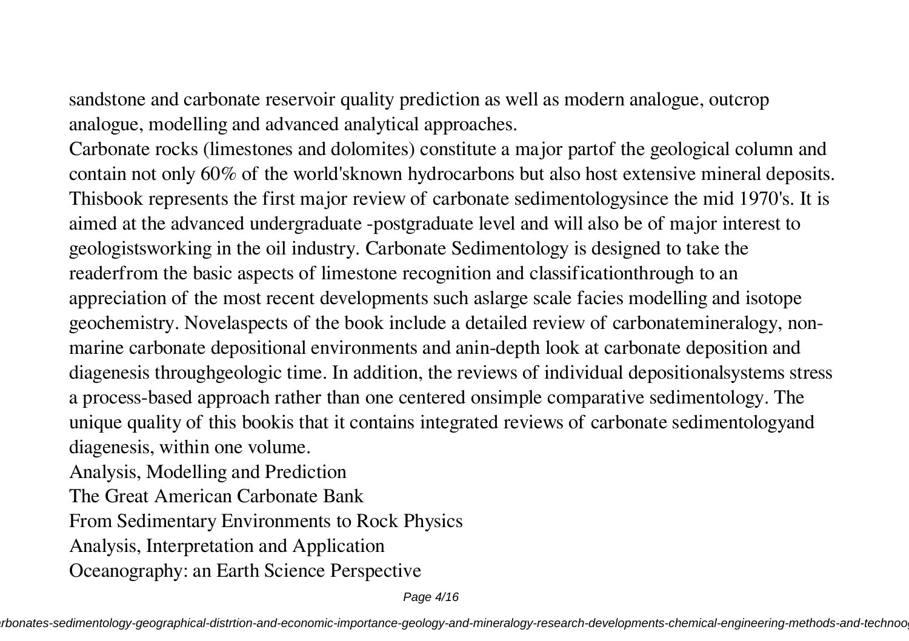sandstone and carbonate reservoir quality prediction as well as modern analogue, outcrop analogue, modelling and advanced analytical approaches.

Carbonate rocks (limestones and dolomites) constitute a major partof the geological column and contain not only 60% of the world'sknown hydrocarbons but also host extensive mineral deposits. Thisbook represents the first major review of carbonate sedimentologysince the mid 1970's. It is aimed at the advanced undergraduate -postgraduate level and will also be of major interest to geologistsworking in the oil industry. Carbonate Sedimentology is designed to take the readerfrom the basic aspects of limestone recognition and classificationthrough to an appreciation of the most recent developments such aslarge scale facies modelling and isotope geochemistry. Novelaspects of the book include a detailed review of carbonatemineralogy, non-marine carbonate depositional environments and anin-depth look at carbonate deposition and diagenesis throughgeologic time. In addition, the reviews of individual depositionalsystems stress a process-based approach rather than one centered onsimple comparative sedimentology. The unique quality of this bookis that it contains integrated reviews of carbonate sedimentologyand diagenesis, within one volume.

Analysis, Modelling and Prediction

The Great American Carbonate Bank

From Sedimentary Environments to Rock Physics

Analysis, Interpretation and Application

Oceanography: an Earth Science Perspective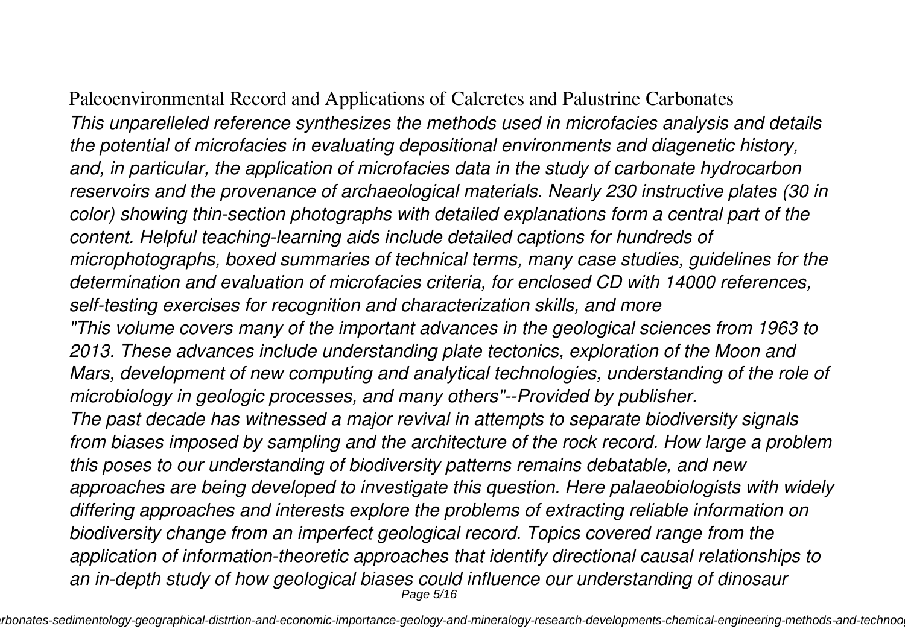Paleoenvironmental Record and Applications of Calcretes and Palustrine Carbonates

*This unparelleled reference synthesizes the methods used in microfacies analysis and details the potential of microfacies in evaluating depositional environments and diagenetic history, and, in particular, the application of microfacies data in the study of carbonate hydrocarbon reservoirs and the provenance of archaeological materials. Nearly 230 instructive plates (30 in color) showing thin-section photographs with detailed explanations form a central part of the content. Helpful teaching-learning aids include detailed captions for hundreds of microphotographs, boxed summaries of technical terms, many case studies, guidelines for the determination and evaluation of microfacies criteria, for enclosed CD with 14000 references, self-testing exercises for recognition and characterization skills, and more*

*"This volume covers many of the important advances in the geological sciences from 1963 to 2013. These advances include understanding plate tectonics, exploration of the Moon and Mars, development of new computing and analytical technologies, understanding of the role of microbiology in geologic processes, and many others"--Provided by publisher.*

*The past decade has witnessed a major revival in attempts to separate biodiversity signals from biases imposed by sampling and the architecture of the rock record. How large a problem this poses to our understanding of biodiversity patterns remains debatable, and new approaches are being developed to investigate this question. Here palaeobiologists with widely differing approaches and interests explore the problems of extracting reliable information on biodiversity change from an imperfect geological record. Topics covered range from the application of information-theoretic approaches that identify directional causal relationships to an in-depth study of how geological biases could influence our understanding of dinosaur*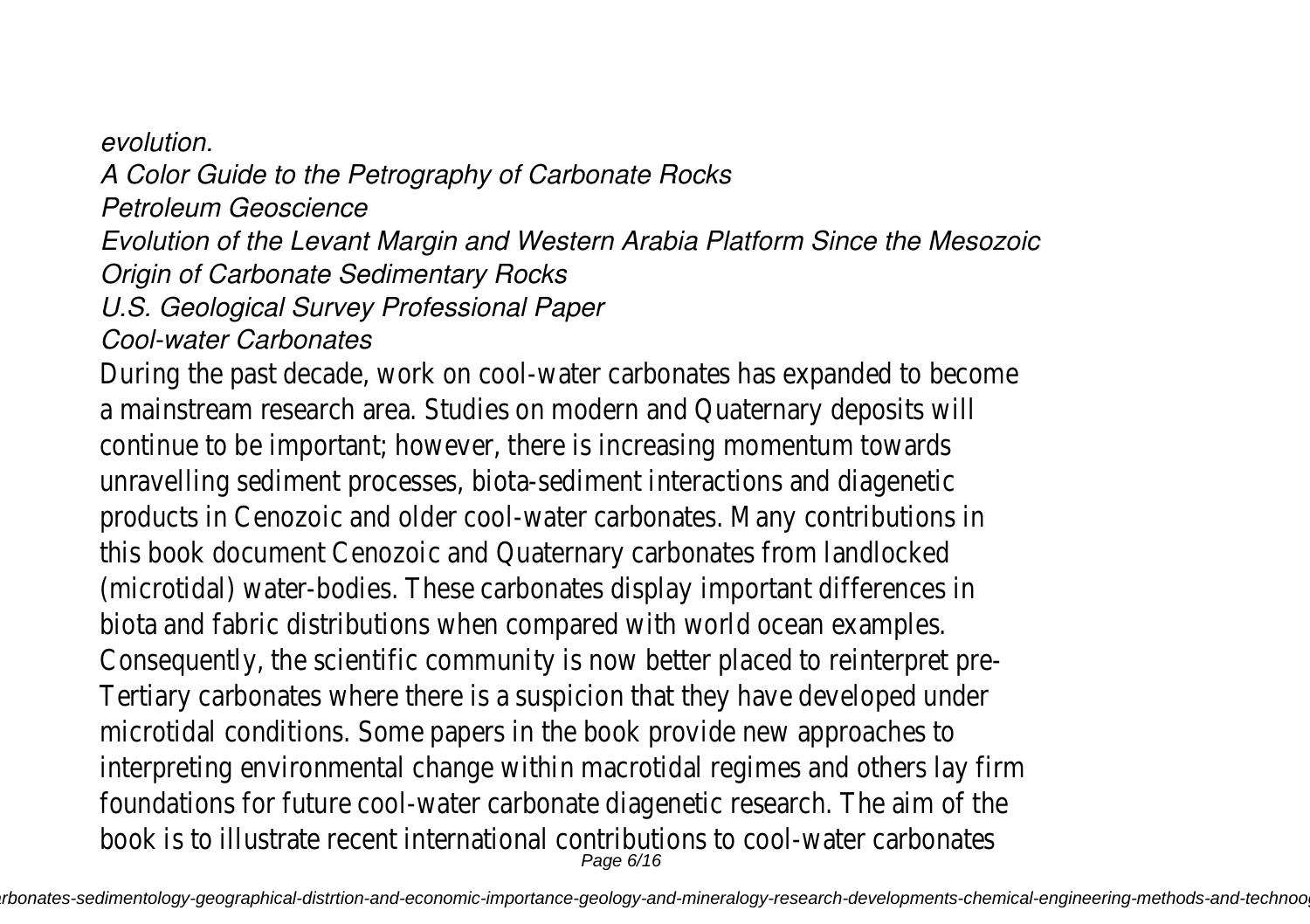*evolution.*

*A Color Guide to the Petrography of Carbonate Rocks*

*Petroleum Geoscience*

*Evolution of the Levant Margin and Western Arabia Platform Since the Mesozoic*

*Origin of Carbonate Sedimentary Rocks*

*U.S. Geological Survey Professional Paper*

*Cool-water Carbonates*

During the past decade, work on cool-water carbonates has expanded to become a mainstream research area. Studies on modern and Quaternary deposits will continue to be important; however, there is increasing momentum towards unravelling sediment processes, biota-sediment interactions and diagenetic products in Cenozoic and older cool-water carbonates. Many contributions in this book document Cenozoic and Quaternary carbonates from landlocked (microtidal) water-bodies. These carbonates display important differences in biota and fabric distributions when compared with world ocean examples. Consequently, the scientific community is now better placed to reinterpret pre-Tertiary carbonates where there is a suspicion that they have developed under microtidal conditions. Some papers in the book provide new approaches to interpreting environmental change within macrotidal regimes and others lay firm foundations for future cool-water carbonate diagenetic research. The aim of the book is to illustrate recent international contributions to cool-water carbonates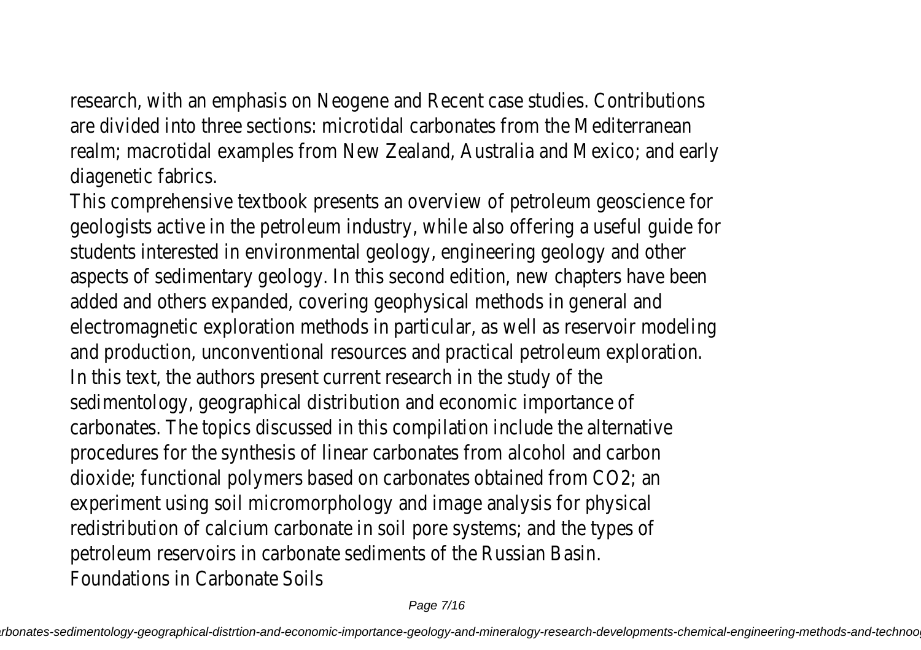research, with an emphasis on Neogene and Recent case studies. Contributions are divided into three sections: microtidal carbonates from the Mediterranean realm; macrotidal examples from New Zealand, Australia and Mexico; and early diagenetic fabrics.

This comprehensive textbook presents an overview of petroleum geoscience for geologists active in the petroleum industry, while also offering a useful guide for students interested in environmental geology, engineering geology and other aspects of sedimentary geology. In this second edition, new chapters have been added and others expanded, covering geophysical methods in general and electromagnetic exploration methods in particular, as well as reservoir modeling and production, unconventional resources and practical petroleum exploration.

In this text, the authors present current research in the study of the sedimentology, geographical distribution and economic importance of carbonates. The topics discussed in this compilation include the alternative procedures for the synthesis of linear carbonates from alcohol and carbon dioxide; functional polymers based on carbonates obtained from $CO_2$; an experiment using soil micromorphology and image analysis for physical redistribution of calcium carbonate in soil pore systems; and the types of petroleum reservoirs in carbonate sediments of the Russian Basin.

Foundations in Carbonate Soils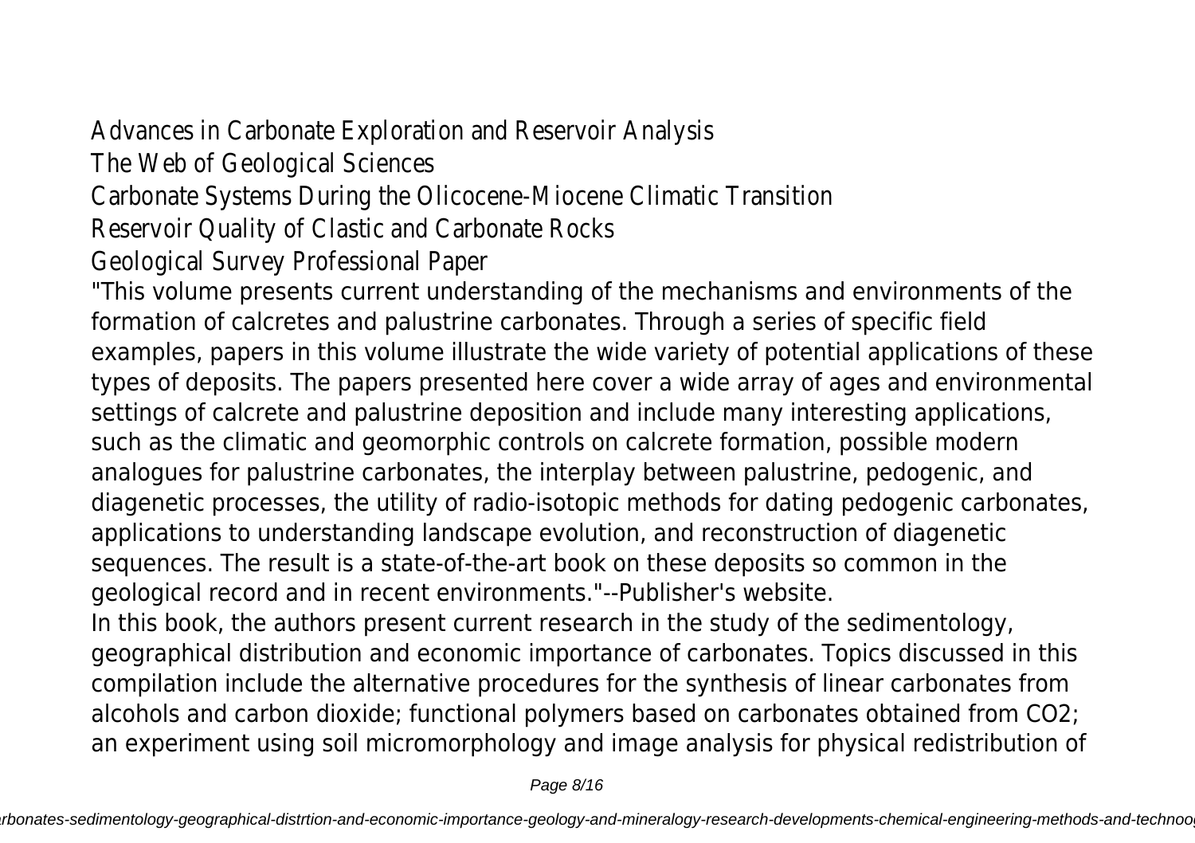Advances in Carbonate Exploration and Reservoir Analysis
The Web of Geological Sciences
Carbonate Systems During the Olicocene-Miocene Climatic Transition
Reservoir Quality of Clastic and Carbonate Rocks
Geological Survey Professional Paper

"This volume presents current understanding of the mechanisms and environments of the formation of calcretes and palustrine carbonates. Through a series of specific field examples, papers in this volume illustrate the wide variety of potential applications of these types of deposits. The papers presented here cover a wide array of ages and environmental settings of calcrete and palustrine deposition and include many interesting applications, such as the climatic and geomorphic controls on calcrete formation, possible modern analogues for palustrine carbonates, the interplay between palustrine, pedogenic, and diagenetic processes, the utility of radio-isotopic methods for dating pedogenic carbonates, applications to understanding landscape evolution, and reconstruction of diagenetic sequences. The result is a state-of-the-art book on these deposits so common in the geological record and in recent environments."--Publisher's website.

In this book, the authors present current research in the study of the sedimentology, geographical distribution and economic importance of carbonates. Topics discussed in this compilation include the alternative procedures for the synthesis of linear carbonates from alcohols and carbon dioxide; functional polymers based on carbonates obtained from $CO_2$; an experiment using soil micromorphology and image analysis for physical redistribution of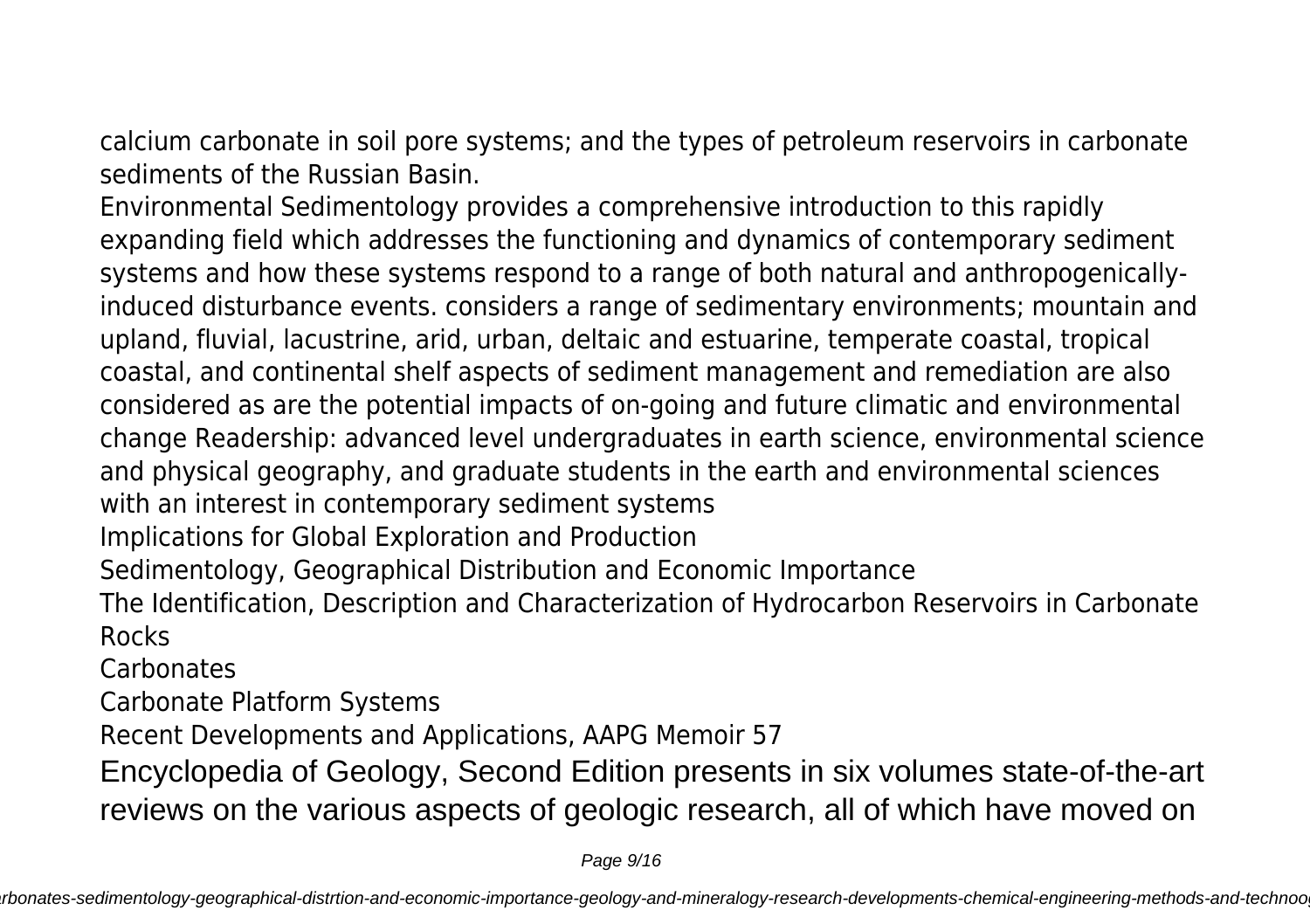calcium carbonate in soil pore systems; and the types of petroleum reservoirs in carbonate sediments of the Russian Basin.

Environmental Sedimentology provides a comprehensive introduction to this rapidly expanding field which addresses the functioning and dynamics of contemporary sediment systems and how these systems respond to a range of both natural and anthropogenically-induced disturbance events. considers a range of sedimentary environments; mountain and upland, fluvial, lacustrine, arid, urban, deltaic and estuarine, temperate coastal, tropical coastal, and continental shelf aspects of sediment management and remediation are also considered as are the potential impacts of on-going and future climatic and environmental change Readership: advanced level undergraduates in earth science, environmental science and physical geography, and graduate students in the earth and environmental sciences with an interest in contemporary sediment systems

Implications for Global Exploration and Production

Sedimentology, Geographical Distribution and Economic Importance

The Identification, Description and Characterization of Hydrocarbon Reservoirs in Carbonate Rocks

Carbonates

Carbonate Platform Systems

Recent Developments and Applications, AAPG Memoir 57

Encyclopedia of Geology, Second Edition presents in six volumes state-of-the-art reviews on the various aspects of geologic research, all of which have moved on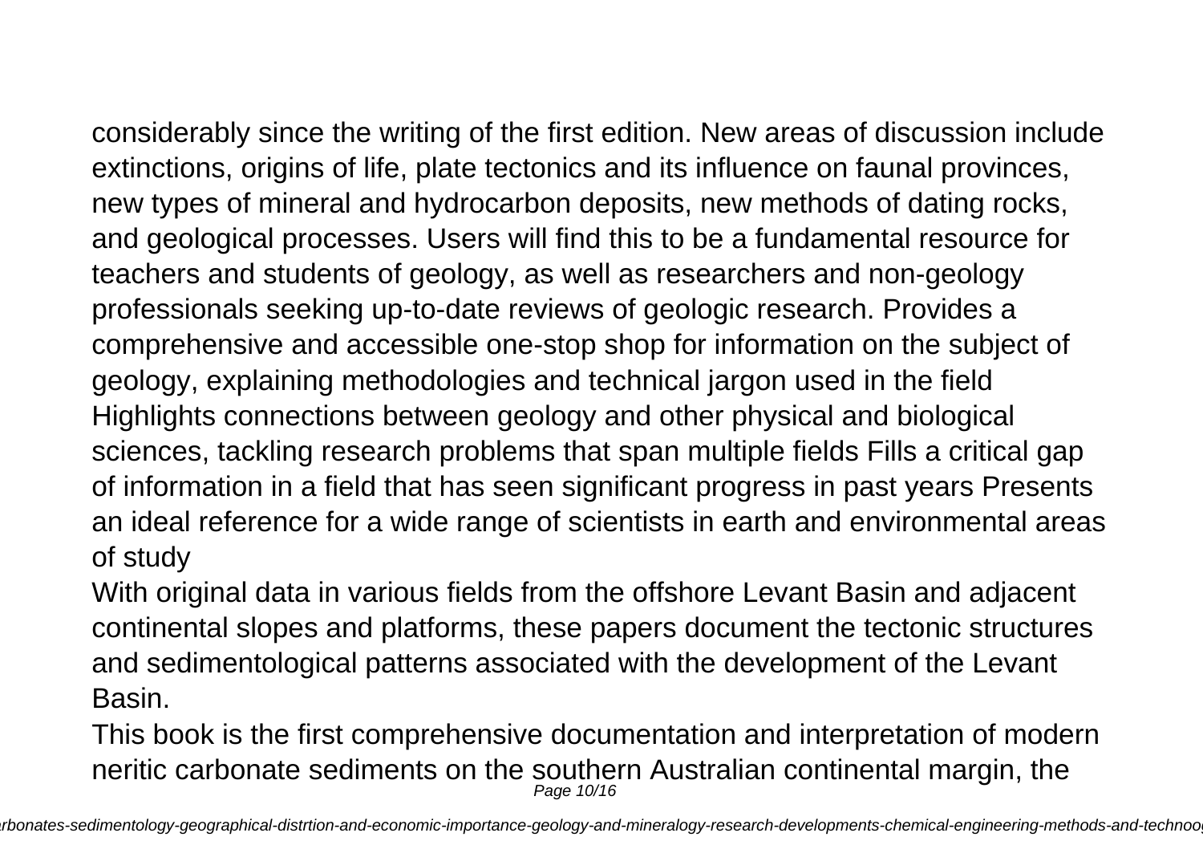considerably since the writing of the first edition. New areas of discussion include extinctions, origins of life, plate tectonics and its influence on faunal provinces, new types of mineral and hydrocarbon deposits, new methods of dating rocks, and geological processes. Users will find this to be a fundamental resource for teachers and students of geology, as well as researchers and non-geology professionals seeking up-to-date reviews of geologic research. Provides a comprehensive and accessible one-stop shop for information on the subject of geology, explaining methodologies and technical jargon used in the field Highlights connections between geology and other physical and biological sciences, tackling research problems that span multiple fields Fills a critical gap of information in a field that has seen significant progress in past years Presents an ideal reference for a wide range of scientists in earth and environmental areas of study

With original data in various fields from the offshore Levant Basin and adjacent continental slopes and platforms, these papers document the tectonic structures and sedimentological patterns associated with the development of the Levant Basin.

This book is the first comprehensive documentation and interpretation of modern neritic carbonate sediments on the southern Australian continental margin, the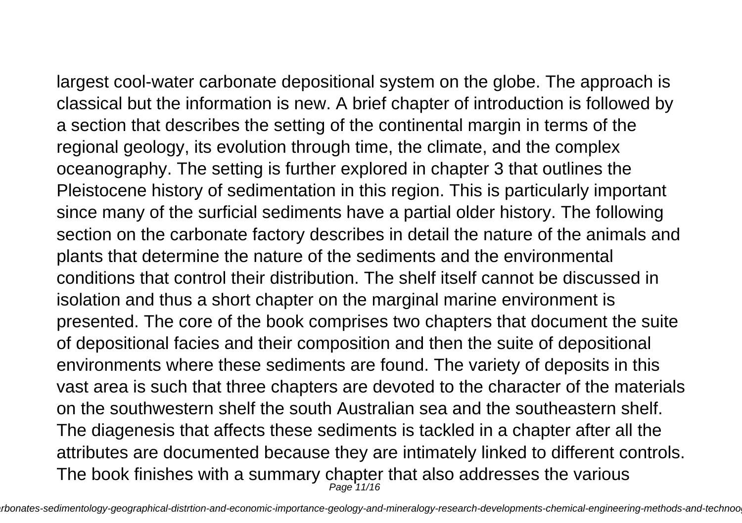largest cool-water carbonate depositional system on the globe. The approach is classical but the information is new. A brief chapter of introduction is followed by a section that describes the setting of the continental margin in terms of the regional geology, its evolution through time, the climate, and the complex oceanography. The setting is further explored in chapter 3 that outlines the Pleistocene history of sedimentation in this region. This is particularly important since many of the surficial sediments have a partial older history. The following section on the carbonate factory describes in detail the nature of the animals and plants that determine the nature of the sediments and the environmental conditions that control their distribution. The shelf itself cannot be discussed in isolation and thus a short chapter on the marginal marine environment is presented. The core of the book comprises two chapters that document the suite of depositional facies and their composition and then the suite of depositional environments where these sediments are found. The variety of deposits in this vast area is such that three chapters are devoted to the character of the materials on the southwestern shelf the south Australian sea and the southeastern shelf. The diagenesis that affects these sediments is tackled in a chapter after all the attributes are documented because they are intimately linked to different controls. The book finishes with a summary chapter that also addresses the various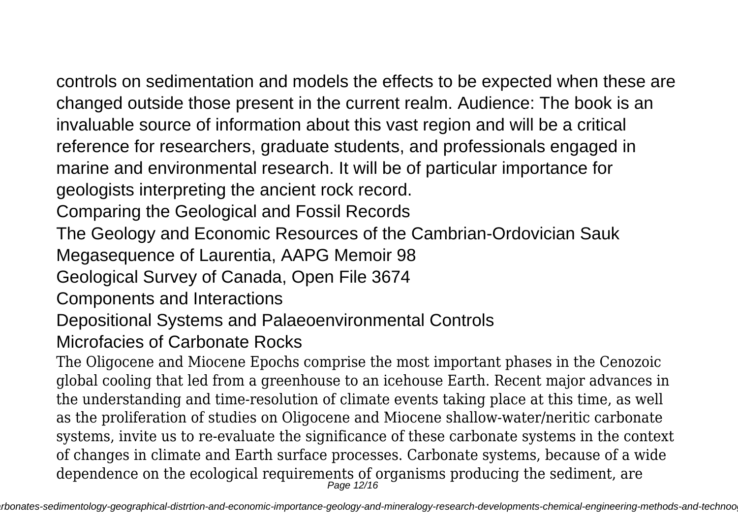controls on sedimentation and models the effects to be expected when these are changed outside those present in the current realm. Audience: The book is an invaluable source of information about this vast region and will be a critical reference for researchers, graduate students, and professionals engaged in marine and environmental research. It will be of particular importance for geologists interpreting the ancient rock record.

Comparing the Geological and Fossil Records

The Geology and Economic Resources of the Cambrian-Ordovician Sauk Megasequence of Laurentia, AAPG Memoir 98

Geological Survey of Canada, Open File 3674

Components and Interactions

Depositional Systems and Palaeoenvironmental Controls

Microfacies of Carbonate Rocks

The Oligocene and Miocene Epochs comprise the most important phases in the Cenozoic global cooling that led from a greenhouse to an icehouse Earth. Recent major advances in the understanding and time-resolution of climate events taking place at this time, as well as the proliferation of studies on Oligocene and Miocene shallow-water/neritic carbonate systems, invite us to re-evaluate the significance of these carbonate systems in the context of changes in climate and Earth surface processes. Carbonate systems, because of a wide dependence on the ecological requirements of organisms producing the sediment, are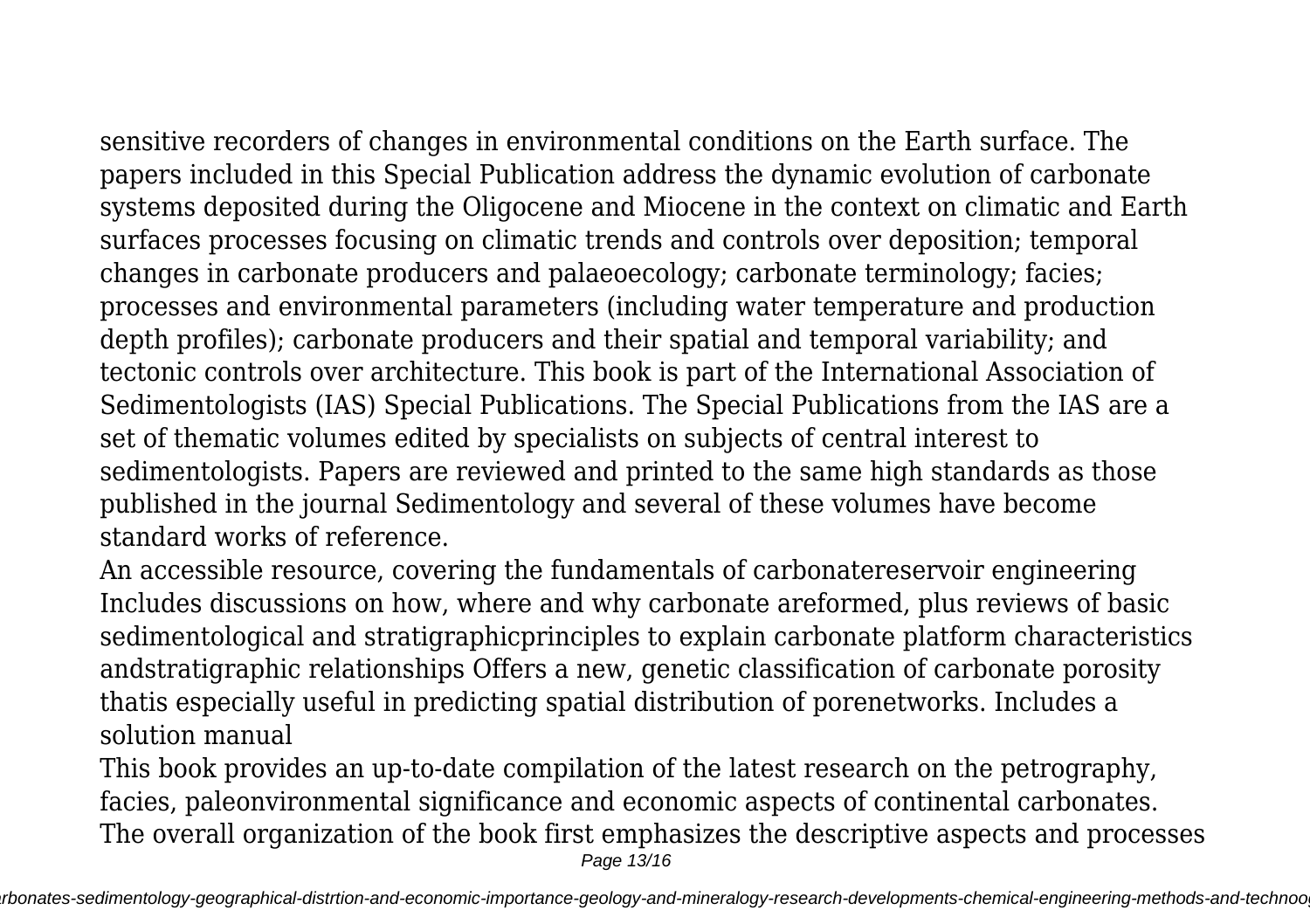sensitive recorders of changes in environmental conditions on the Earth surface. The papers included in this Special Publication address the dynamic evolution of carbonate systems deposited during the Oligocene and Miocene in the context on climatic and Earth surfaces processes focusing on climatic trends and controls over deposition; temporal changes in carbonate producers and palaeoecology; carbonate terminology; facies; processes and environmental parameters (including water temperature and production depth profiles); carbonate producers and their spatial and temporal variability; and tectonic controls over architecture. This book is part of the International Association of Sedimentologists (IAS) Special Publications. The Special Publications from the IAS are a set of thematic volumes edited by specialists on subjects of central interest to sedimentologists. Papers are reviewed and printed to the same high standards as those published in the journal Sedimentology and several of these volumes have become standard works of reference.

An accessible resource, covering the fundamentals of carbonatereservoir engineering Includes discussions on how, where and why carbonate areformed, plus reviews of basic sedimentological and stratigraphicprinciples to explain carbonate platform characteristics andstratigraphic relationships Offers a new, genetic classification of carbonate porosity thatis especially useful in predicting spatial distribution of porenetworks. Includes a solution manual

This book provides an up-to-date compilation of the latest research on the petrography, facies, paleonvironmental significance and economic aspects of continental carbonates. The overall organization of the book first emphasizes the descriptive aspects and processes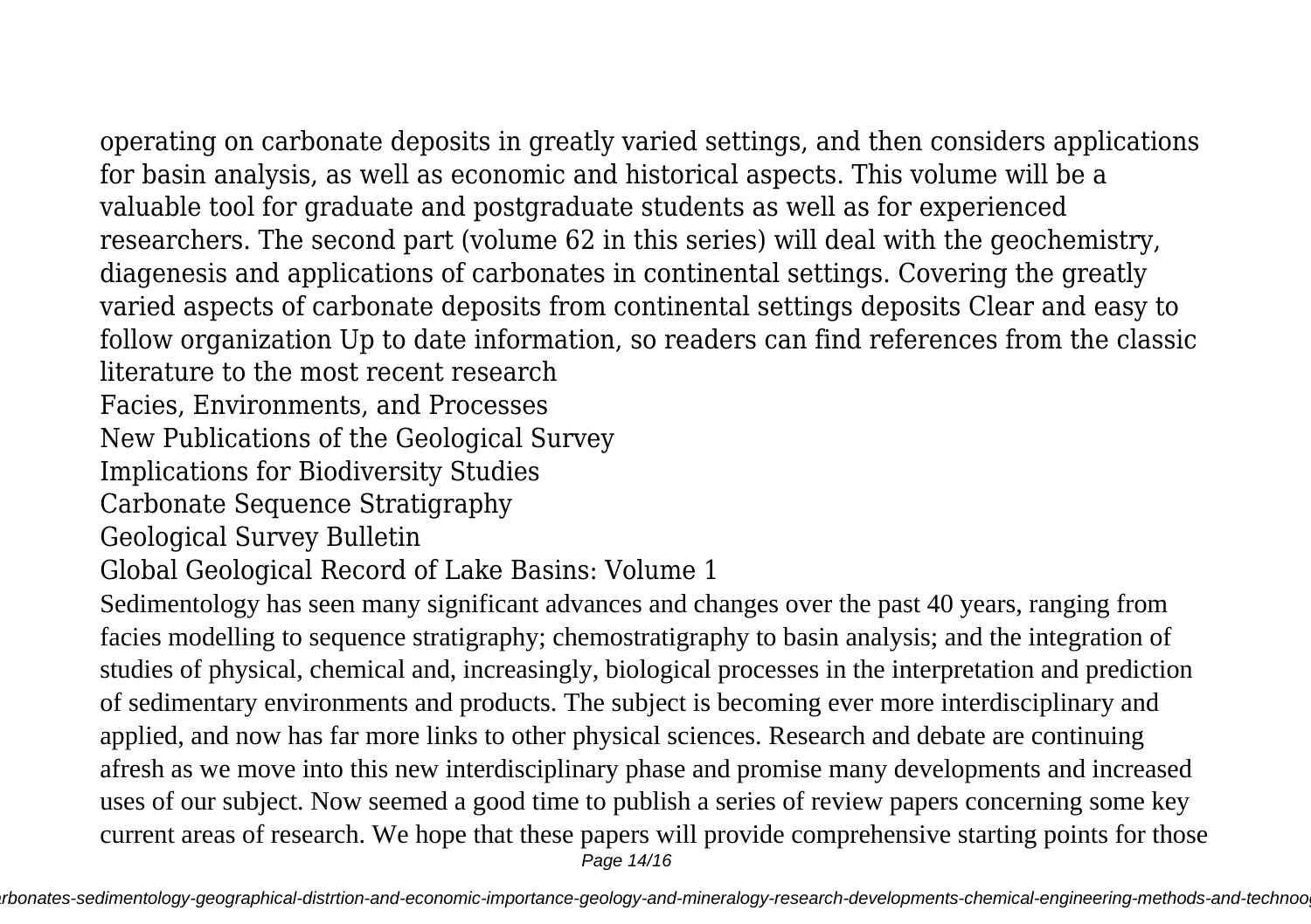operating on carbonate deposits in greatly varied settings, and then considers applications for basin analysis, as well as economic and historical aspects. This volume will be a valuable tool for graduate and postgraduate students as well as for experienced researchers. The second part (volume 62 in this series) will deal with the geochemistry, diagenesis and applications of carbonates in continental settings. Covering the greatly varied aspects of carbonate deposits from continental settings deposits Clear and easy to follow organization Up to date information, so readers can find references from the classic literature to the most recent research

Facies, Environments, and Processes

New Publications of the Geological Survey

Implications for Biodiversity Studies

Carbonate Sequence Stratigraphy

Geological Survey Bulletin

Global Geological Record of Lake Basins: Volume 1

Sedimentology has seen many significant advances and changes over the past 40 years, ranging from facies modelling to sequence stratigraphy; chemostratigraphy to basin analysis; and the integration of studies of physical, chemical and, increasingly, biological processes in the interpretation and prediction of sedimentary environments and products. The subject is becoming ever more interdisciplinary and applied, and now has far more links to other physical sciences. Research and debate are continuing afresh as we move into this new interdisciplinary phase and promise many developments and increased uses of our subject. Now seemed a good time to publish a series of review papers concerning some key current areas of research. We hope that these papers will provide comprehensive starting points for those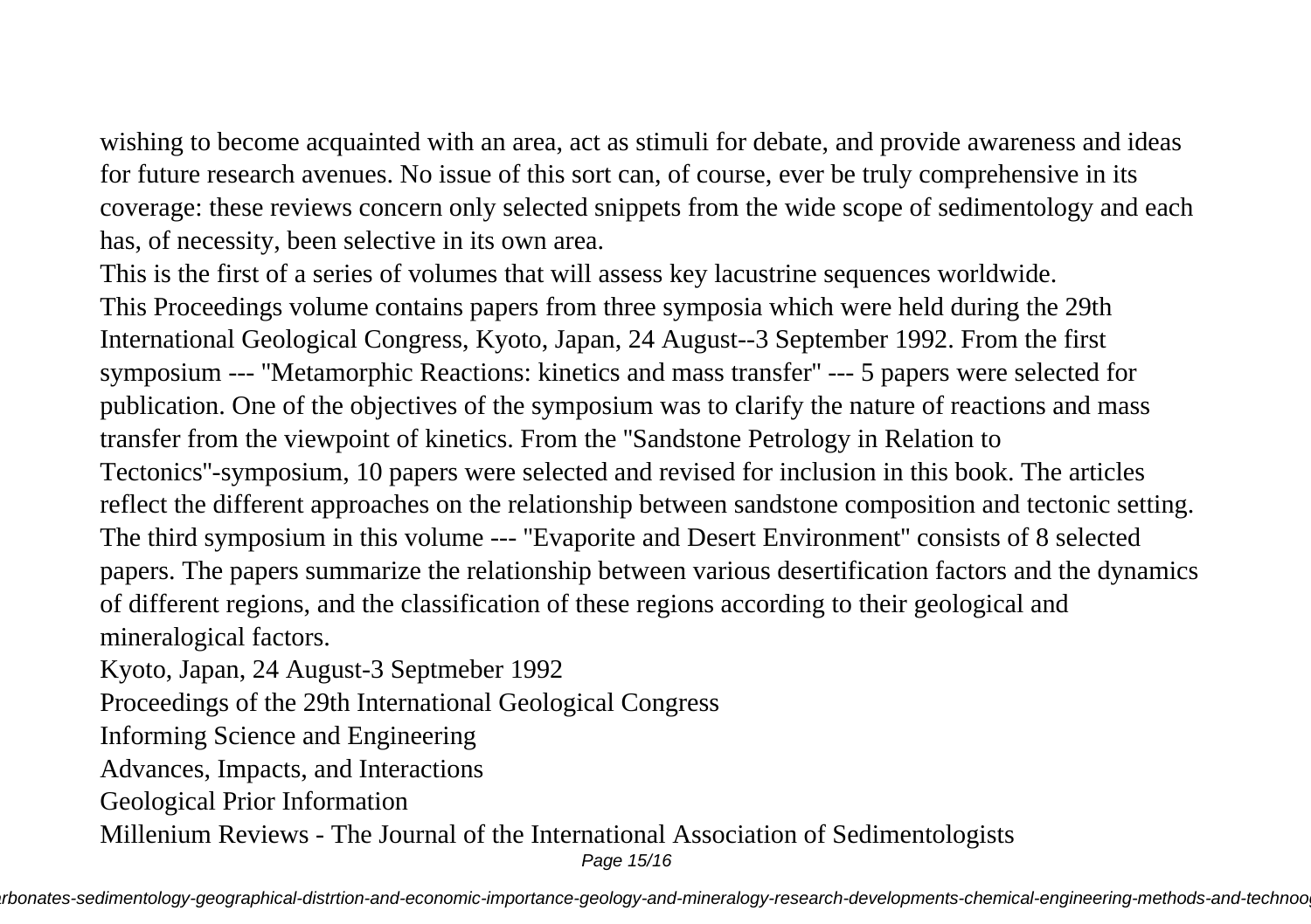wishing to become acquainted with an area, act as stimuli for debate, and provide awareness and ideas for future research avenues. No issue of this sort can, of course, ever be truly comprehensive in its coverage: these reviews concern only selected snippets from the wide scope of sedimentology and each has, of necessity, been selective in its own area.

This is the first of a series of volumes that will assess key lacustrine sequences worldwide.

This Proceedings volume contains papers from three symposia which were held during the 29th International Geological Congress, Kyoto, Japan, 24 August--3 September 1992. From the first symposium --- "Metamorphic Reactions: kinetics and mass transfer" --- 5 papers were selected for publication. One of the objectives of the symposium was to clarify the nature of reactions and mass transfer from the viewpoint of kinetics. From the "Sandstone Petrology in Relation to Tectonics"-symposium, 10 papers were selected and revised for inclusion in this book. The articles reflect the different approaches on the relationship between sandstone composition and tectonic setting. The third symposium in this volume --- "Evaporite and Desert Environment" consists of 8 selected papers. The papers summarize the relationship between various desertification factors and the dynamics of different regions, and the classification of these regions according to their geological and mineralogical factors.

Kyoto, Japan, 24 August-3 Septmeber 1992

Proceedings of the 29th International Geological Congress

Informing Science and Engineering

Advances, Impacts, and Interactions

Geological Prior Information

Millenium Reviews - The Journal of the International Association of Sedimentologists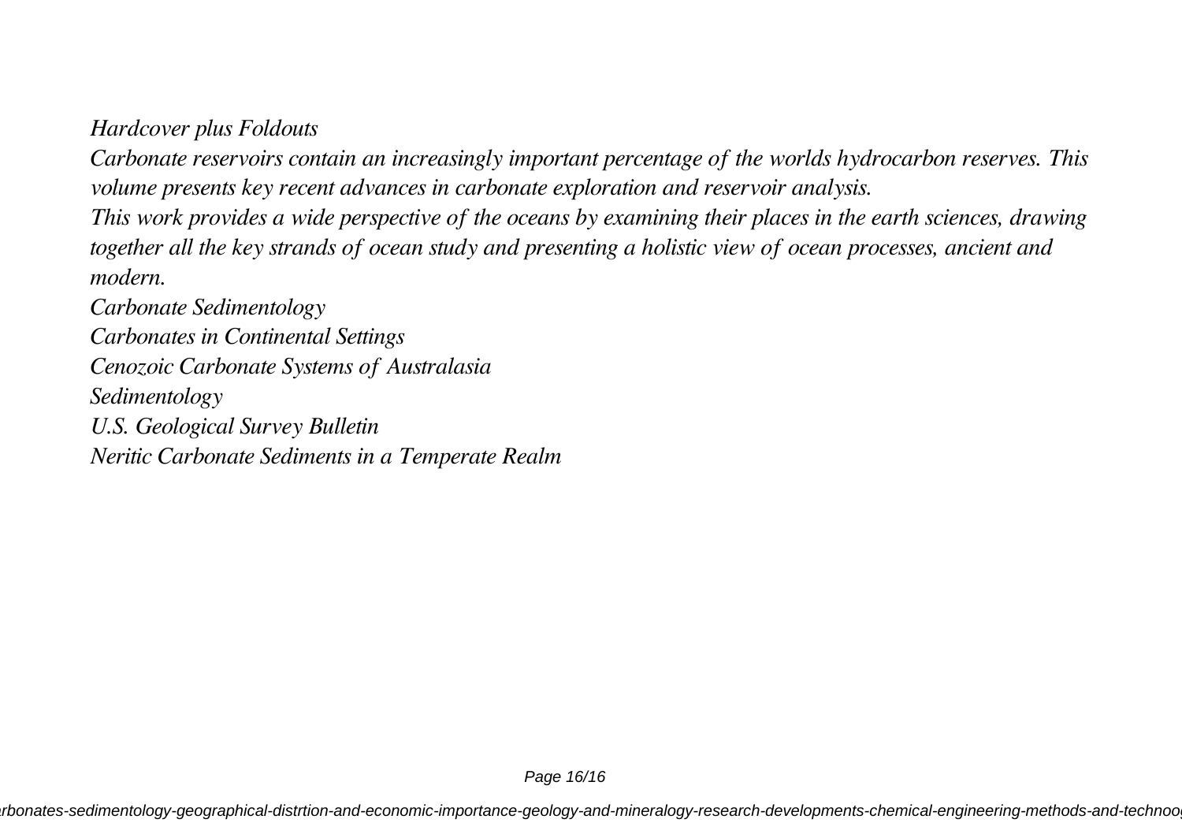*Hardcover plus Foldouts*

*Carbonate reservoirs contain an increasingly important percentage of the worlds hydrocarbon reserves. This volume presents key recent advances in carbonate exploration and reservoir analysis.*

*This work provides a wide perspective of the oceans by examining their places in the earth sciences, drawing together all the key strands of ocean study and presenting a holistic view of ocean processes, ancient and modern.*

*Carbonate Sedimentology*

*Carbonates in Continental Settings*

*Cenozoic Carbonate Systems of Australasia*

*Sedimentology*

*U.S. Geological Survey Bulletin*

*Neritic Carbonate Sediments in a Temperate Realm*